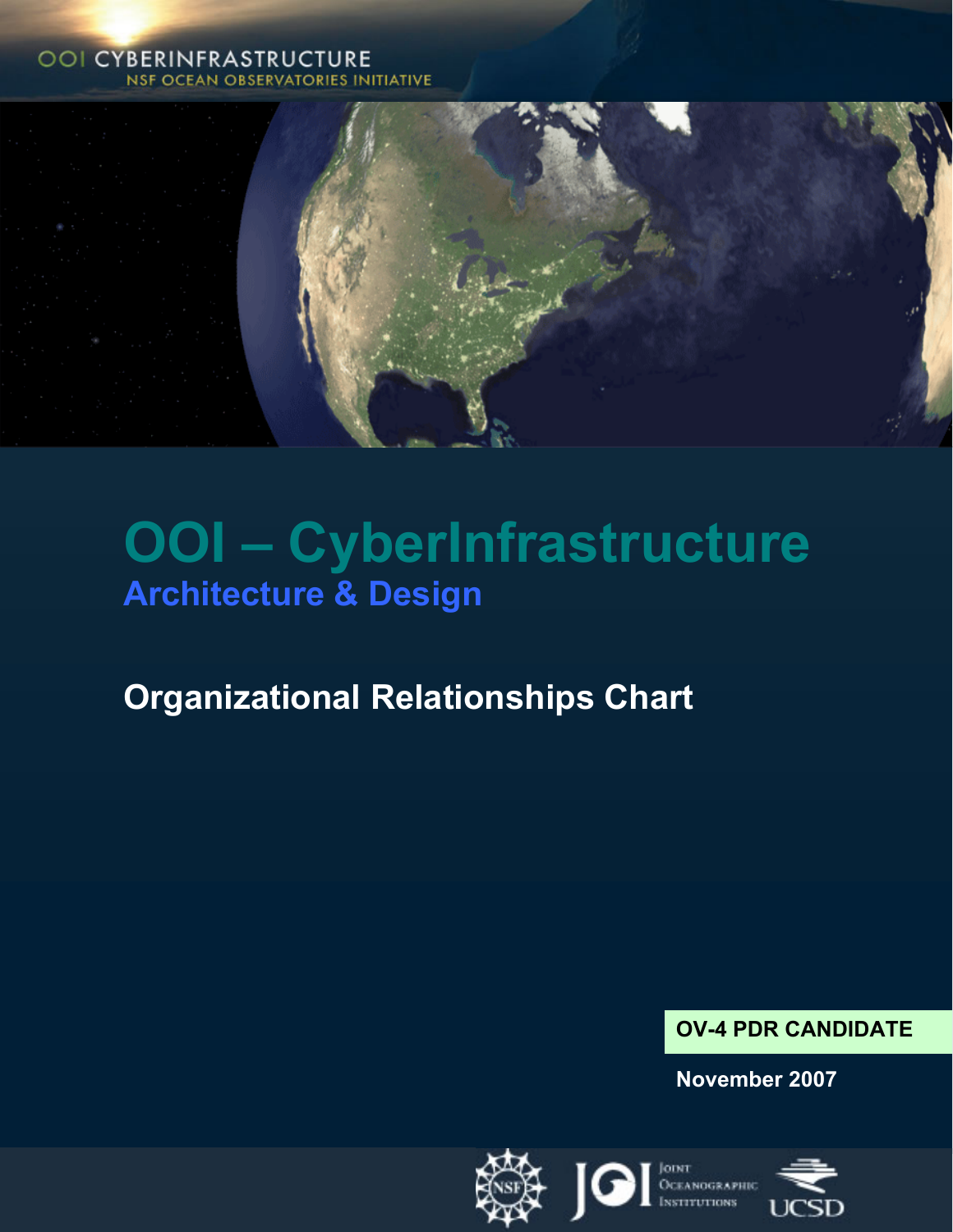OOI CYBERINFRASTRUCTURE
NSF OCEAN OBSERVATORIES INITIATIVE

# OOI – CyberInfrastructure

## Architecture & Design

## Organizational Relationships Chart

**OV-4 PDR CANDIDATE**

**November 2007**

Joint Oceanographic Institutions

UCSD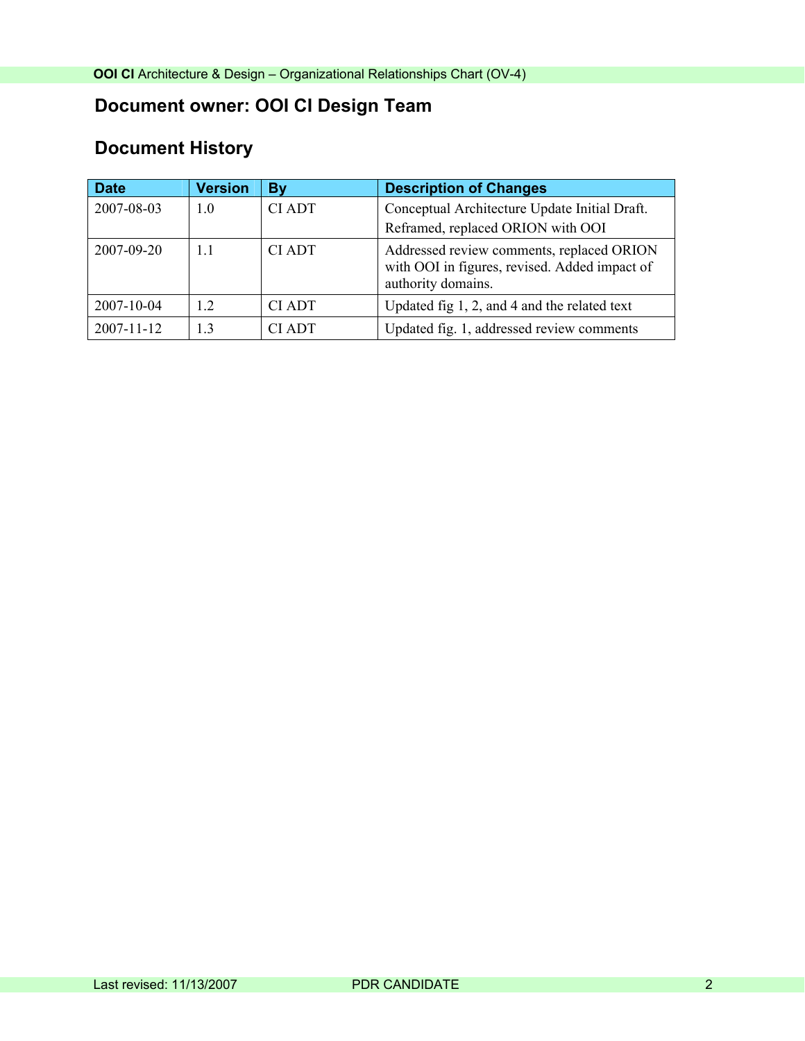## Document owner: OOI CI Design Team

## Document History

| Date | Version | By | Description of Changes |
|---|---|---|---|
| 2007-08-03 | 1.0 | CI ADT | Conceptual Architecture Update Initial Draft. Reframed, replaced ORION with OOI |
| 2007-09-20 | 1.1 | CI ADT | Addressed review comments, replaced ORION with OOI in figures, revised. Added impact of authority domains. |
| 2007-10-04 | 1.2 | CI ADT | Updated fig 1, 2, and 4 and the related text |
| 2007-11-12 | 1.3 | CI ADT | Updated fig. 1, addressed review comments |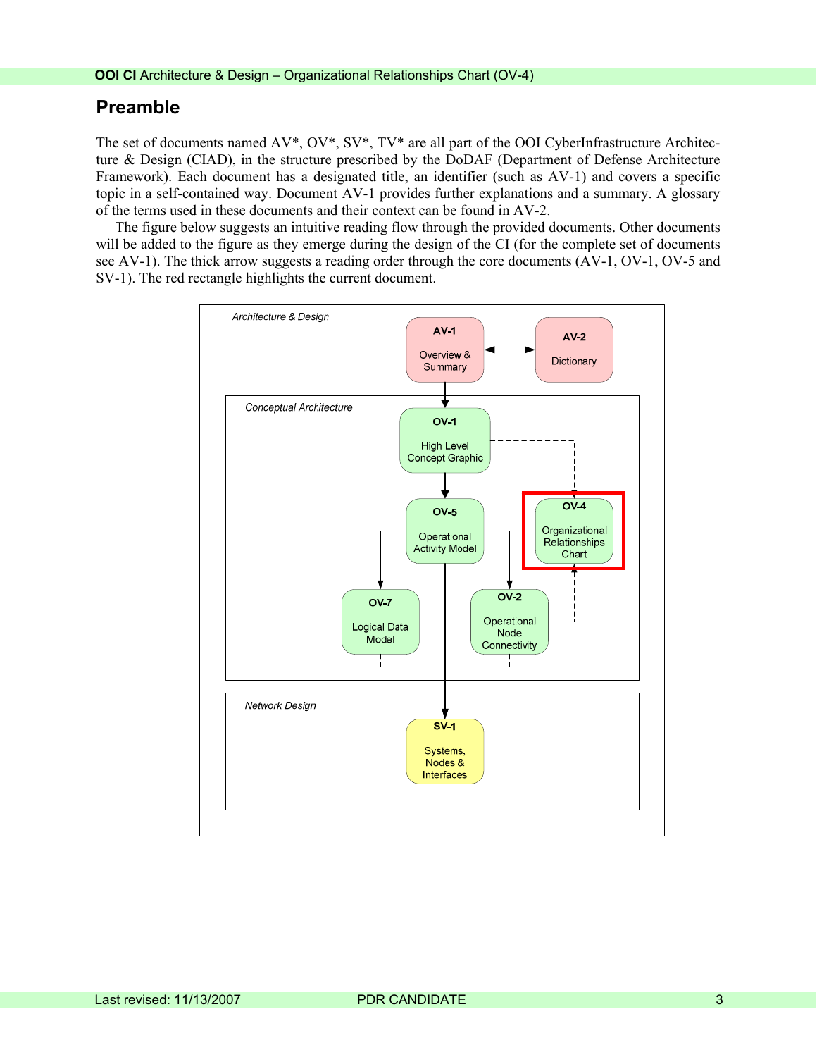## Preamble

The set of documents named AV*, OV*, SV*, TV* are all part of the OOI CyberInfrastructure Architecture & Design (CIAD), in the structure prescribed by the DoDAF (Department of Defense Architecture Framework). Each document has a designated title, an identifier (such as AV-1) and covers a specific topic in a self-contained way. Document AV-1 provides further explanations and a summary. A glossary of the terms used in these documents and their context can be found in AV-2.

The figure below suggests an intuitive reading flow through the provided documents. Other documents will be added to the figure as they emerge during the design of the CI (for the complete set of documents see AV-1). The thick arrow suggests a reading order through the core documents (AV-1, OV-1, OV-5 and SV-1). The red rectangle highlights the current document.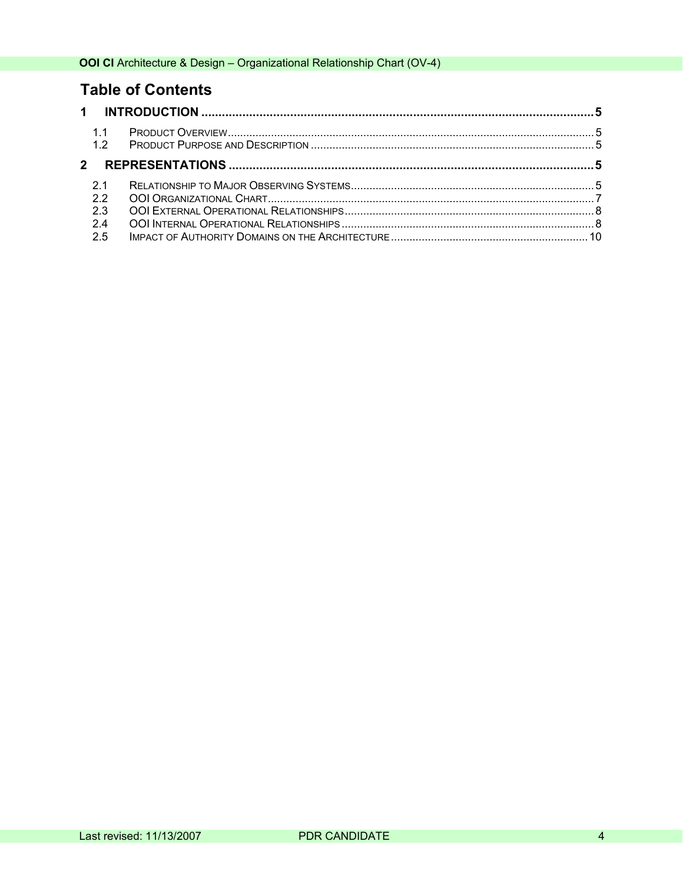## Table of Contents

| | | |
|---|---|---|
| **1** | **INTRODUCTION** | **5** |
| 1.1 | Product Overview | 5 |
| 1.2 | Product Purpose and Description | 5 |
| **2** | **REPRESENTATIONS** | **5** |
| 2.1 | Relationship to Major Observing Systems | 5 |
| 2.2 | OOI Organizational Chart | 7 |
| 2.3 | OOI External Operational Relationships | 8 |
| 2.4 | OOI Internal Operational Relationships | 8 |
| 2.5 | Impact of Authority Domains on the Architecture | 10 |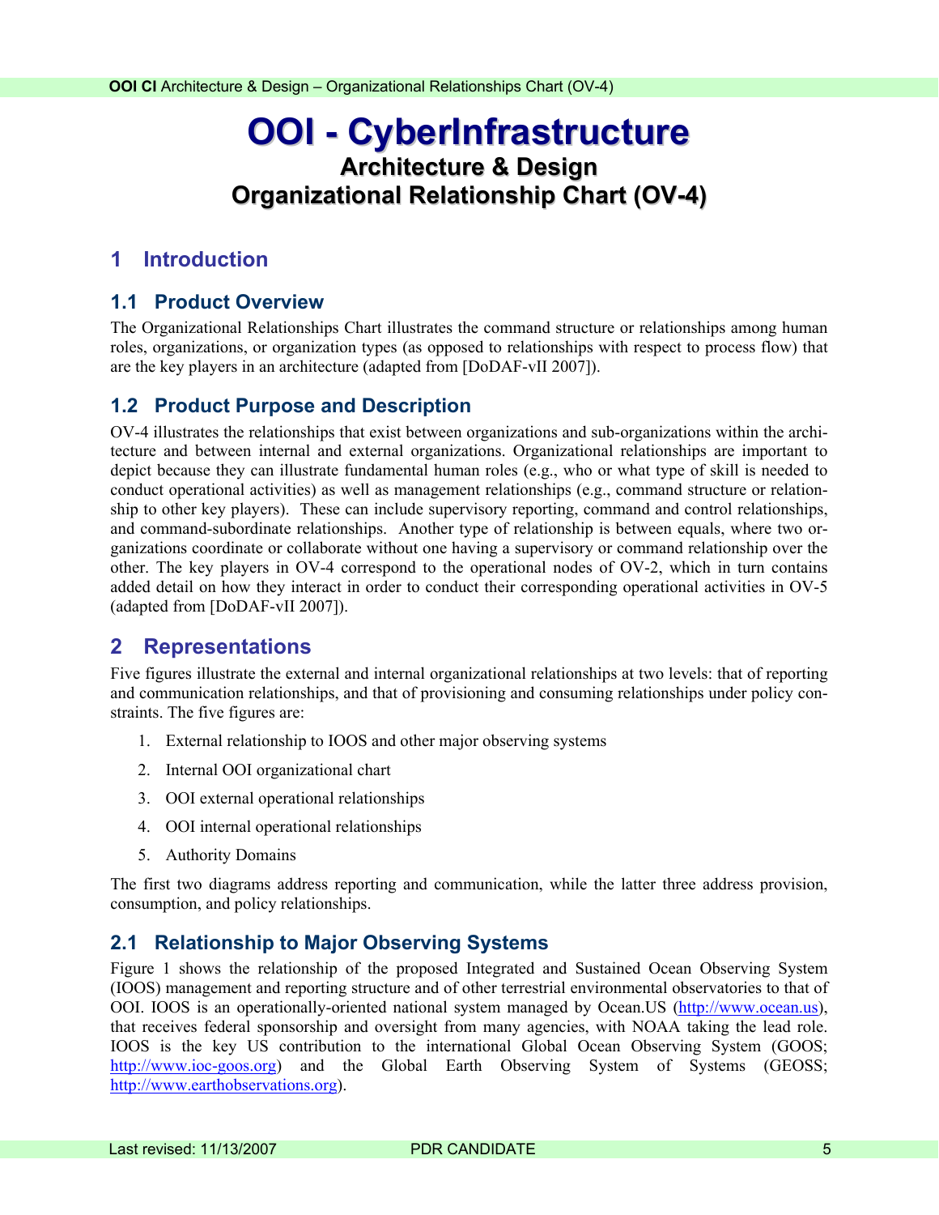# OOI - CyberInfrastructure

## Architecture & Design

## Organizational Relationship Chart (OV-4)

# 1 Introduction

## 1.1 Product Overview

The Organizational Relationships Chart illustrates the command structure or relationships among human roles, organizations, or organization types (as opposed to relationships with respect to process flow) that are the key players in an architecture (adapted from [DoDAF-vII 2007]).

## 1.2 Product Purpose and Description

OV-4 illustrates the relationships that exist between organizations and sub-organizations within the architecture and between internal and external organizations. Organizational relationships are important to depict because they can illustrate fundamental human roles (e.g., who or what type of skill is needed to conduct operational activities) as well as management relationships (e.g., command structure or relationship to other key players). These can include supervisory reporting, command and control relationships, and command-subordinate relationships. Another type of relationship is between equals, where two organizations coordinate or collaborate without one having a supervisory or command relationship over the other. The key players in OV-4 correspond to the operational nodes of OV-2, which in turn contains added detail on how they interact in order to conduct their corresponding operational activities in OV-5 (adapted from [DoDAF-vII 2007]).

# 2 Representations

Five figures illustrate the external and internal organizational relationships at two levels: that of reporting and communication relationships, and that of provisioning and consuming relationships under policy constraints. The five figures are:

1. External relationship to IOOS and other major observing systems
2. Internal OOI organizational chart
3. OOI external operational relationships
4. OOI internal operational relationships
5. Authority Domains

The first two diagrams address reporting and communication, while the latter three address provision, consumption, and policy relationships.

## 2.1 Relationship to Major Observing Systems

Figure 1 shows the relationship of the proposed Integrated and Sustained Ocean Observing System (IOOS) management and reporting structure and of other terrestrial environmental observatories to that of OOI. IOOS is an operationally-oriented national system managed by Ocean.US (http://www.ocean.us), that receives federal sponsorship and oversight from many agencies, with NOAA taking the lead role. IOOS is the key US contribution to the international Global Ocean Observing System (GOOS; http://www.ioc-goos.org) and the Global Earth Observing System of Systems (GEOSS; http://www.earthobservations.org).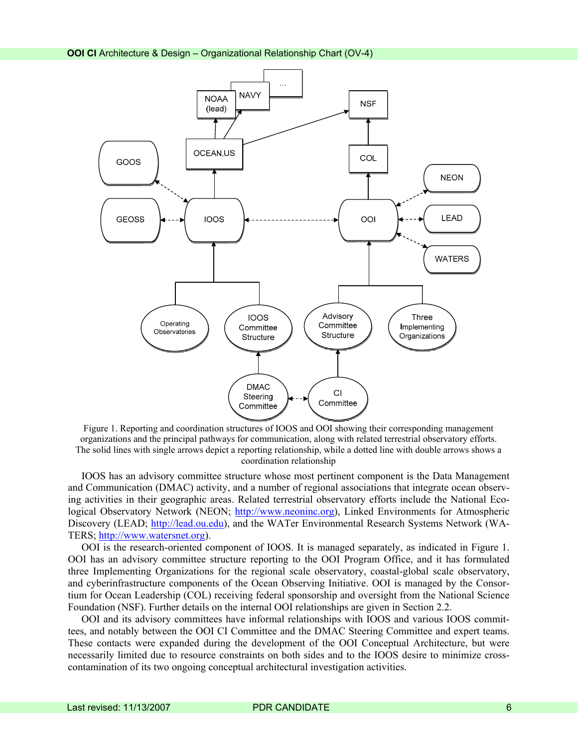Figure 1. Reporting and coordination structures of IOOS and OOI showing their corresponding management organizations and the principal pathways for communication, along with related terrestrial observatory efforts. The solid lines with single arrows depict a reporting relationship, while a dotted line with double arrows shows a coordination relationship

IOOS has an advisory committee structure whose most pertinent component is the Data Management and Communication (DMAC) activity, and a number of regional associations that integrate ocean observing activities in their geographic areas. Related terrestrial observatory efforts include the National Ecological Observatory Network (NEON; http://www.neoninc.org), Linked Environments for Atmospheric Discovery (LEAD; http://lead.ou.edu), and the WATer Environmental Research Systems Network (WATERS; http://www.watersnet.org).

OOI is the research-oriented component of IOOS. It is managed separately, as indicated in Figure 1. OOI has an advisory committee structure reporting to the OOI Program Office, and it has formulated three Implementing Organizations for the regional scale observatory, coastal-global scale observatory, and cyberinfrastructure components of the Ocean Observing Initiative. OOI is managed by the Consortium for Ocean Leadership (COL) receiving federal sponsorship and oversight from the National Science Foundation (NSF). Further details on the internal OOI relationships are given in Section 2.2.

OOI and its advisory committees have informal relationships with IOOS and various IOOS committees, and notably between the OOI CI Committee and the DMAC Steering Committee and expert teams. These contacts were expanded during the development of the OOI Conceptual Architecture, but were necessarily limited due to resource constraints on both sides and to the IOOS desire to minimize cross-contamination of its two ongoing conceptual architectural investigation activities.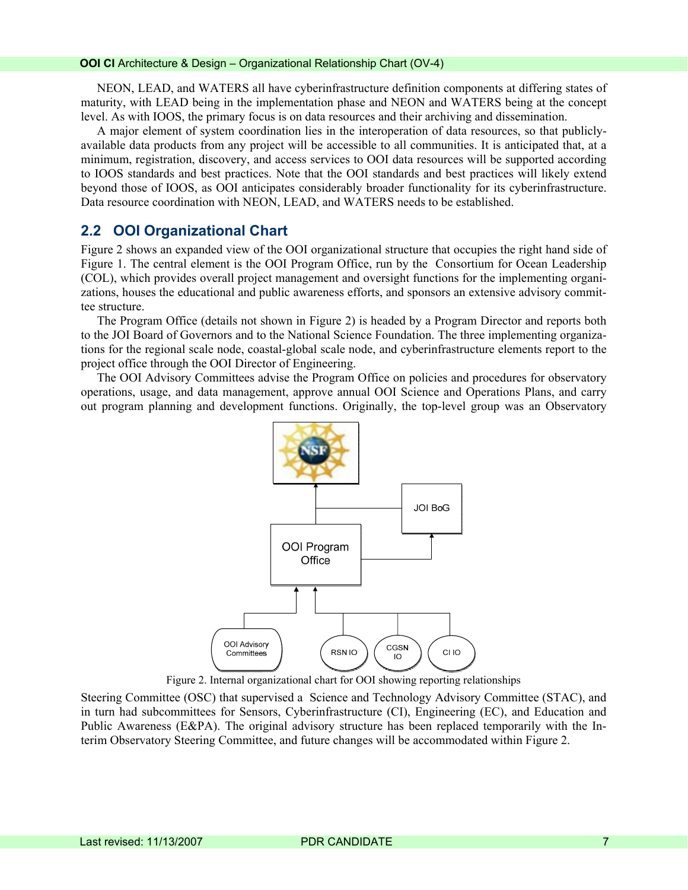NEON, LEAD, and WATERS all have cyberinfrastructure definition components at differing states of maturity, with LEAD being in the implementation phase and NEON and WATERS being at the concept level. As with IOOS, the primary focus is on data resources and their archiving and dissemination.

A major element of system coordination lies in the interoperation of data resources, so that publicly-available data products from any project will be accessible to all communities. It is anticipated that, at a minimum, registration, discovery, and access services to OOI data resources will be supported according to IOOS standards and best practices. Note that the OOI standards and best practices will likely extend beyond those of IOOS, as OOI anticipates considerably broader functionality for its cyberinfrastructure. Data resource coordination with NEON, LEAD, and WATERS needs to be established.

## 2.2 OOI Organizational Chart

Figure 2 shows an expanded view of the OOI organizational structure that occupies the right hand side of Figure 1. The central element is the OOI Program Office, run by the Consortium for Ocean Leadership (COL), which provides overall project management and oversight functions for the implementing organizations, houses the educational and public awareness efforts, and sponsors an extensive advisory committee structure.

The Program Office (details not shown in Figure 2) is headed by a Program Director and reports both to the JOI Board of Governors and to the National Science Foundation. The three implementing organizations for the regional scale node, coastal-global scale node, and cyberinfrastructure elements report to the project office through the OOI Director of Engineering.

The OOI Advisory Committees advise the Program Office on policies and procedures for observatory operations, usage, and data management, approve annual OOI Science and Operations Plans, and carry out program planning and development functions. Originally, the top-level group was an Observatory Steering Committee (OSC) that supervised a Science and Technology Advisory Committee (STAC), and in turn had subcommittees for Sensors, Cyberinfrastructure (CI), Engineering (EC), and Education and Public Awareness (E&PA). The original advisory structure has been replaced temporarily with the Interim Observatory Steering Committee, and future changes will be accommodated within Figure 2.

NSF

JOI BoG

OOI Program Office

OOI Advisory Committees

RSN IO

CGSN IO

CI IO

Figure 2. Internal organizational chart for OOI showing reporting relationships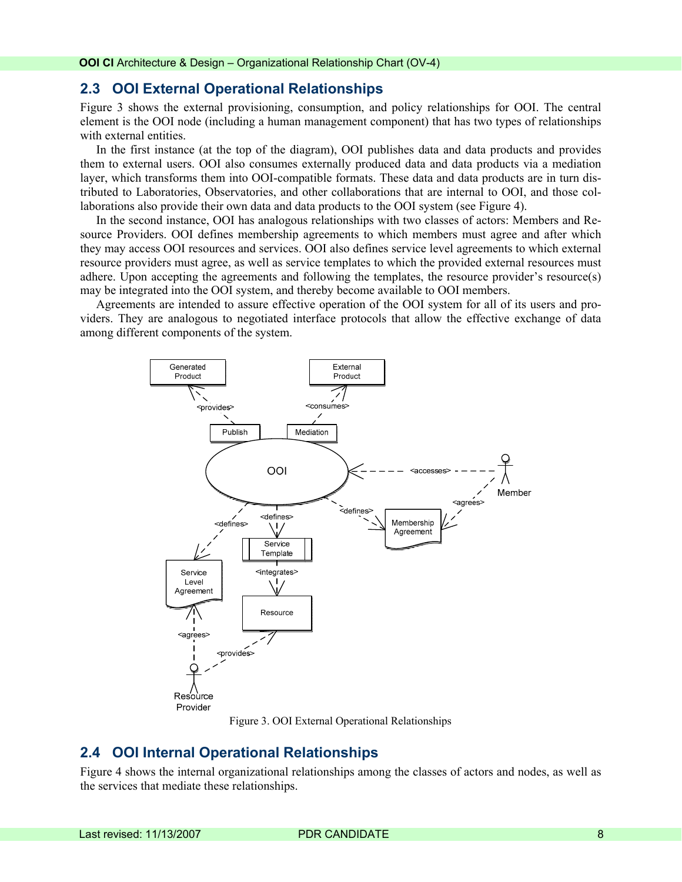## 2.3 OOI External Operational Relationships

Figure 3 shows the external provisioning, consumption, and policy relationships for OOI. The central element is the OOI node (including a human management component) that has two types of relationships with external entities.

In the first instance (at the top of the diagram), OOI publishes data and data products and provides them to external users. OOI also consumes externally produced data and data products via a mediation layer, which transforms them into OOI-compatible formats. These data and data products are in turn distributed to Laboratories, Observatories, and other collaborations that are internal to OOI, and those collaborations also provide their own data and data products to the OOI system (see Figure 4).

In the second instance, OOI has analogous relationships with two classes of actors: Members and Resource Providers. OOI defines membership agreements to which members must agree and after which they may access OOI resources and services. OOI also defines service level agreements to which external resource providers must agree, as well as service templates to which the provided external resources must adhere. Upon accepting the agreements and following the templates, the resource provider's resource(s) may be integrated into the OOI system, and thereby become available to OOI members.

Agreements are intended to assure effective operation of the OOI system for all of its users and providers. They are analogous to negotiated interface protocols that allow the effective exchange of data among different components of the system.

Figure 3. OOI External Operational Relationships

## 2.4 OOI Internal Operational Relationships

Figure 4 shows the internal organizational relationships among the classes of actors and nodes, as well as the services that mediate these relationships.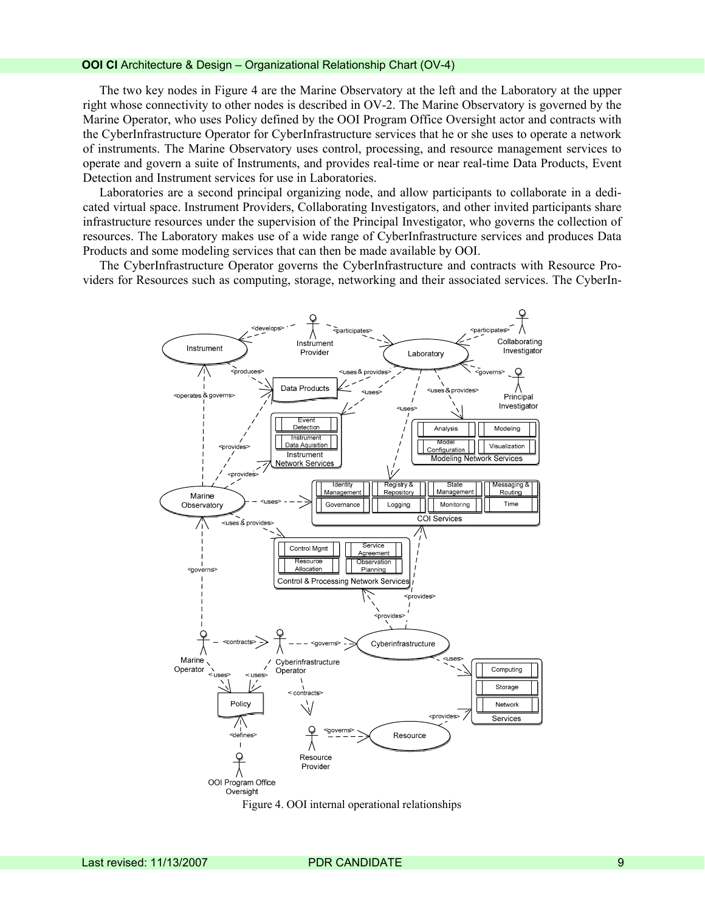The two key nodes in Figure 4 are the Marine Observatory at the left and the Laboratory at the upper right whose connectivity to other nodes is described in OV-2. The Marine Observatory is governed by the Marine Operator, who uses Policy defined by the OOI Program Office Oversight actor and contracts with the CyberInfrastructure Operator for CyberInfrastructure services that he or she uses to operate a network of instruments. The Marine Observatory uses control, processing, and resource management services to operate and govern a suite of Instruments, and provides real-time or near real-time Data Products, Event Detection and Instrument services for use in Laboratories.

Laboratories are a second principal organizing node, and allow participants to collaborate in a dedicated virtual space. Instrument Providers, Collaborating Investigators, and other invited participants share infrastructure resources under the supervision of the Principal Investigator, who governs the collection of resources. The Laboratory makes use of a wide range of CyberInfrastructure services and produces Data Products and some modeling services that can then be made available by OOI.

The CyberInfrastructure Operator governs the CyberInfrastructure and contracts with Resource Providers for Resources such as computing, storage, networking and their associated services. The CyberIn-

Figure 4. OOI internal operational relationships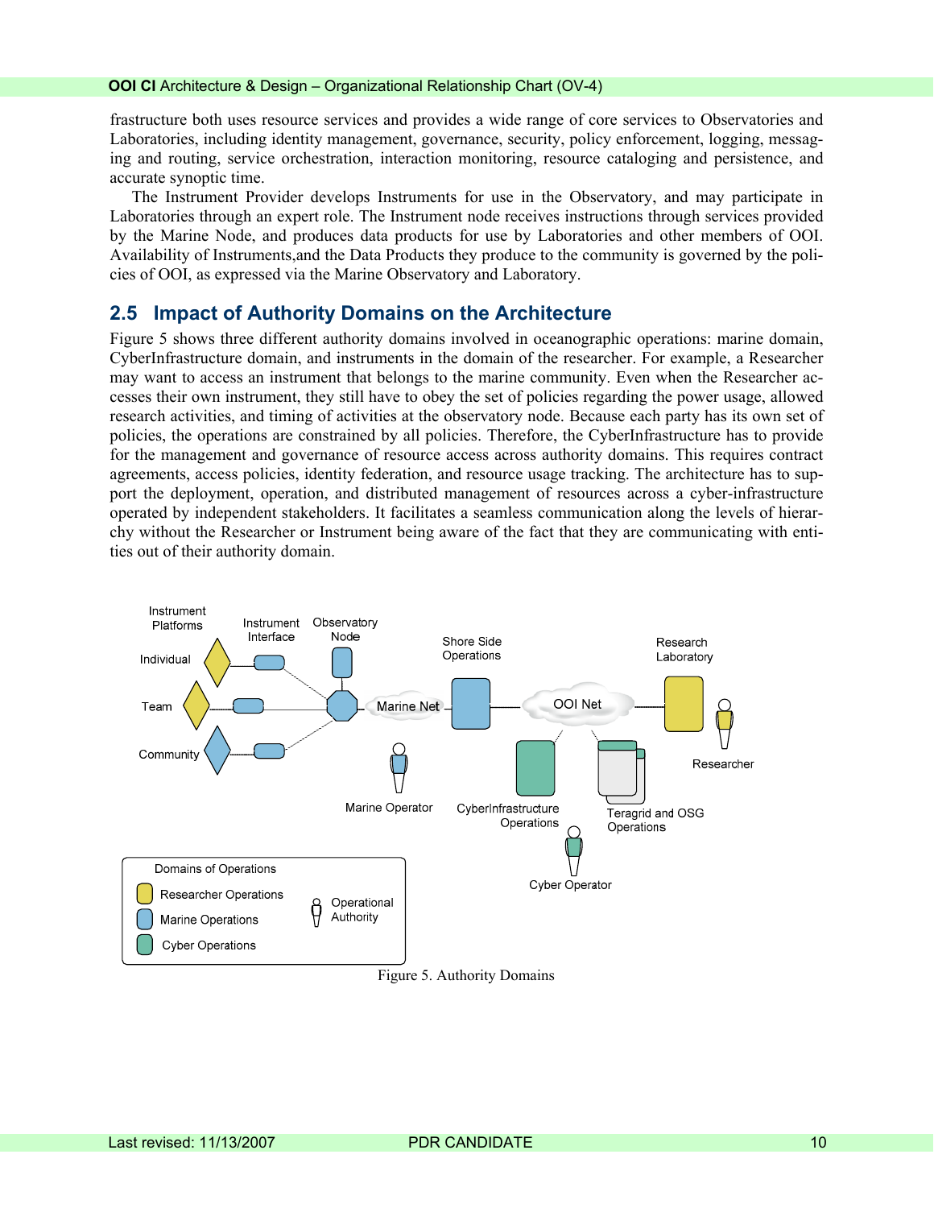frastructure both uses resource services and provides a wide range of core services to Observatories and Laboratories, including identity management, governance, security, policy enforcement, logging, messaging and routing, service orchestration, interaction monitoring, resource cataloging and persistence, and accurate synoptic time.

The Instrument Provider develops Instruments for use in the Observatory, and may participate in Laboratories through an expert role. The Instrument node receives instructions through services provided by the Marine Node, and produces data products for use by Laboratories and other members of OOI. Availability of Instruments,and the Data Products they produce to the community is governed by the policies of OOI, as expressed via the Marine Observatory and Laboratory.

## 2.5 Impact of Authority Domains on the Architecture

Figure 5 shows three different authority domains involved in oceanographic operations: marine domain, CyberInfrastructure domain, and instruments in the domain of the researcher. For example, a Researcher may want to access an instrument that belongs to the marine community. Even when the Researcher accesses their own instrument, they still have to obey the set of policies regarding the power usage, allowed research activities, and timing of activities at the observatory node. Because each party has its own set of policies, the operations are constrained by all policies. Therefore, the CyberInfrastructure has to provide for the management and governance of resource access across authority domains. This requires contract agreements, access policies, identity federation, and resource usage tracking. The architecture has to support the deployment, operation, and distributed management of resources across a cyber-infrastructure operated by independent stakeholders. It facilitates a seamless communication along the levels of hierarchy without the Researcher or Instrument being aware of the fact that they are communicating with entities out of their authority domain.

Instrument Platforms
Individual
Team
Community
Instrument Interface
Observatory Node
Marine Net
Marine Operator
Shore Side Operations
OOI Net
CyberInfrastructure Operations
Cyber Operator
Teragrid and OSG Operations
Research Laboratory
Researcher

Domains of Operations
Researcher Operations
Marine Operations
Cyber Operations
Operational Authority

Figure 5. Authority Domains